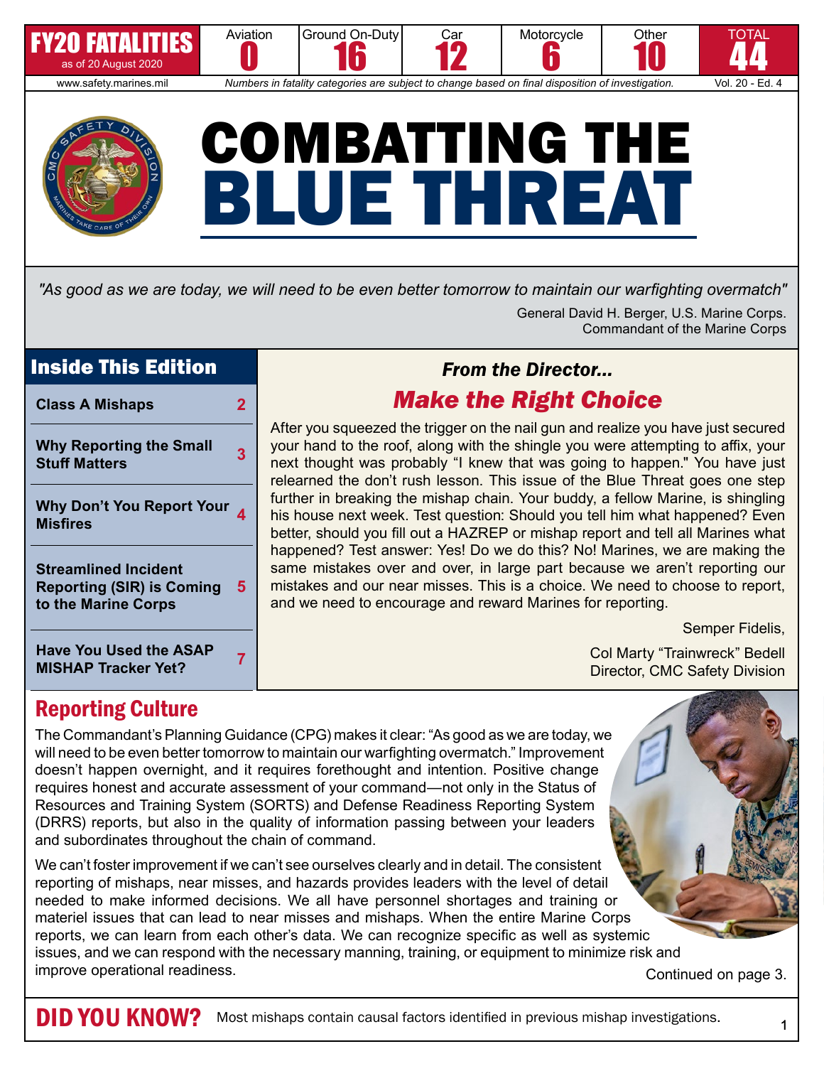| FY20 FATALITIES as of 20 August 2020 | Aviation | Ground On-Duty | Car | Motorcycle | Other | TOTAL |
|---|---|---|---|---|---|---|
| | 0 | 16 | 12 | 6 | 10 | 44 |

www.safety.marines.mil — *Numbers in fatality categories are subject to change based on final disposition of investigation.* — Vol. 20 - Ed. 4

# COMBATTING THE BLUE THREAT

*"As good as we are today, we will need to be even better tomorrow to maintain our warfighting overmatch"*

General David H. Berger, U.S. Marine Corps.
Commandant of the Marine Corps

## Inside This Edition

| | |
|---|---|
| **Class A Mishaps** | 2 |
| **Why Reporting the Small Stuff Matters** | 3 |
| **Why Don't You Report Your Misfires** | 4 |
| **Streamlined Incident Reporting (SIR) is Coming to the Marine Corps** | 5 |
| **Have You Used the ASAP MISHAP Tracker Yet?** | 7 |

### *From the Director...*

## *Make the Right Choice*

After you squeezed the trigger on the nail gun and realize you have just secured your hand to the roof, along with the shingle you were attempting to affix, your next thought was probably "I knew that was going to happen." You have just relearned the don't rush lesson. This issue of the Blue Threat goes one step further in breaking the mishap chain. Your buddy, a fellow Marine, is shingling his house next week. Test question: Should you tell him what happened? Even better, should you fill out a HAZREP or mishap report and tell all Marines what happened? Test answer: Yes! Do we do this? No! Marines, we are making the same mistakes over and over, in large part because we aren't reporting our mistakes and our near misses. This is a choice. We need to choose to report, and we need to encourage and reward Marines for reporting.

Semper Fidelis,

Col Marty "Trainwreck" Bedell
Director, CMC Safety Division

## Reporting Culture

The Commandant's Planning Guidance (CPG) makes it clear: "As good as we are today, we will need to be even better tomorrow to maintain our warfighting overmatch." Improvement doesn't happen overnight, and it requires forethought and intention. Positive change requires honest and accurate assessment of your command—not only in the Status of Resources and Training System (SORTS) and Defense Readiness Reporting System (DRRS) reports, but also in the quality of information passing between your leaders and subordinates throughout the chain of command.

We can't foster improvement if we can't see ourselves clearly and in detail. The consistent reporting of mishaps, near misses, and hazards provides leaders with the level of detail needed to make informed decisions. We all have personnel shortages and training or materiel issues that can lead to near misses and mishaps. When the entire Marine Corps reports, we can learn from each other's data. We can recognize specific as well as systemic issues, and we can respond with the necessary manning, training, or equipment to minimize risk and improve operational readiness.

Continued on page 3.

**DID YOU KNOW?** Most mishaps contain causal factors identified in previous mishap investigations.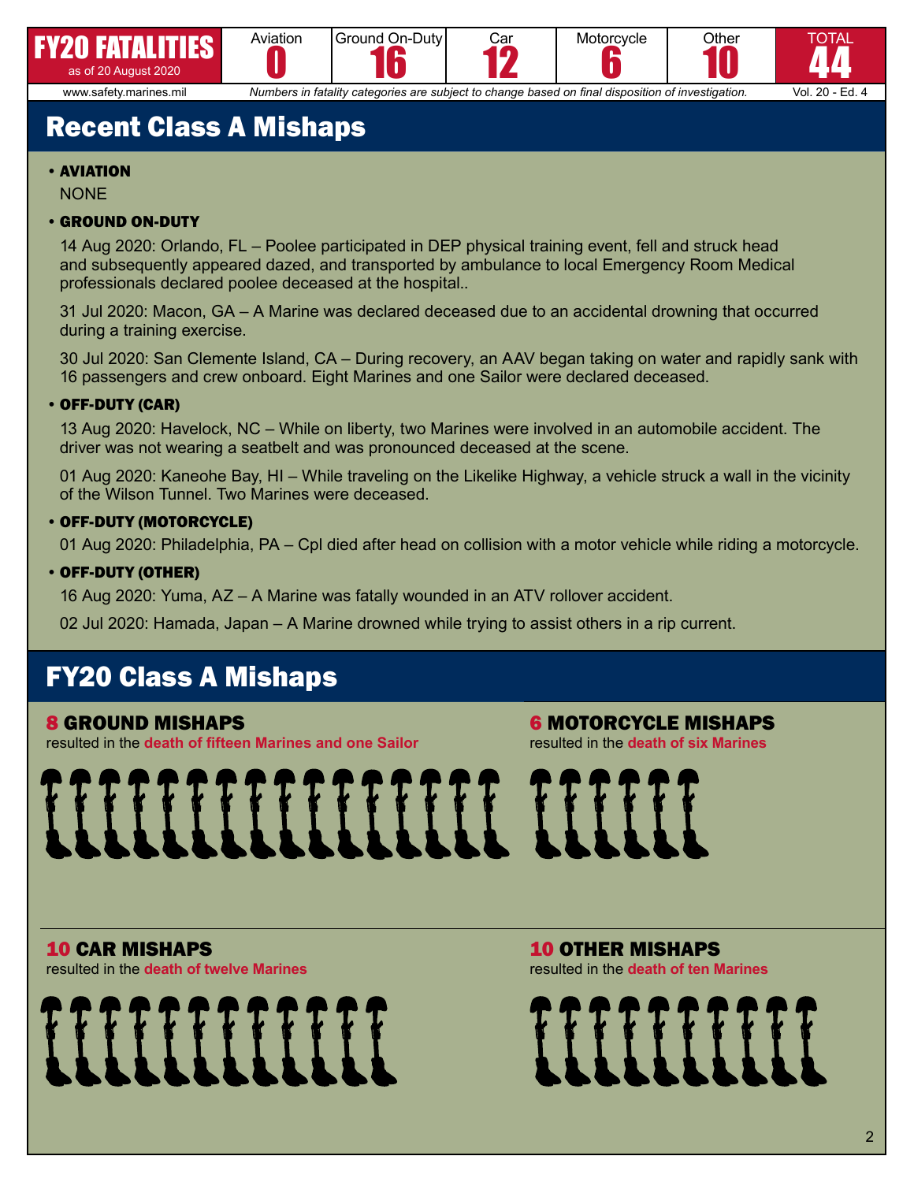| FY20 FATALITIES as of 20 August 2020 | Aviation | Ground On-Duty | Car | Motorcycle | Other | TOTAL |
|---|---|---|---|---|---|---|
| | 0 | 16 | 12 | 6 | 10 | 44 |

www.safety.marines.mil *Numbers in fatality categories are subject to change based on final disposition of investigation.*

## Recent Class A Mishaps

- **AVIATION**

  NONE

- **GROUND ON-DUTY**

  14 Aug 2020: Orlando, FL – Poolee participated in DEP physical training event, fell and struck head and subsequently appeared dazed, and transported by ambulance to local Emergency Room Medical professionals declared poolee deceased at the hospital..

  31 Jul 2020: Macon, GA – A Marine was declared deceased due to an accidental drowning that occurred during a training exercise.

  30 Jul 2020: San Clemente Island, CA – During recovery, an AAV began taking on water and rapidly sank with 16 passengers and crew onboard. Eight Marines and one Sailor were declared deceased.

- **OFF-DUTY (CAR)**

  13 Aug 2020: Havelock, NC – While on liberty, two Marines were involved in an automobile accident. The driver was not wearing a seatbelt and was pronounced deceased at the scene.

  01 Aug 2020: Kaneohe Bay, HI – While traveling on the Likelike Highway, a vehicle struck a wall in the vicinity of the Wilson Tunnel. Two Marines were deceased.

- **OFF-DUTY (MOTORCYCLE)**

  01 Aug 2020: Philadelphia, PA – Cpl died after head on collision with a motor vehicle while riding a motorcycle.

- **OFF-DUTY (OTHER)**

  16 Aug 2020: Yuma, AZ – A Marine was fatally wounded in an ATV rollover accident.

  02 Jul 2020: Hamada, Japan – A Marine drowned while trying to assist others in a rip current.

## FY20 Class A Mishaps

### 8 GROUND MISHAPS

resulted in the **death of fifteen Marines and one Sailor**

### 6 MOTORCYCLE MISHAPS

resulted in the **death of six Marines**

### 10 CAR MISHAPS

resulted in the **death of twelve Marines**

### 10 OTHER MISHAPS

resulted in the **death of ten Marines**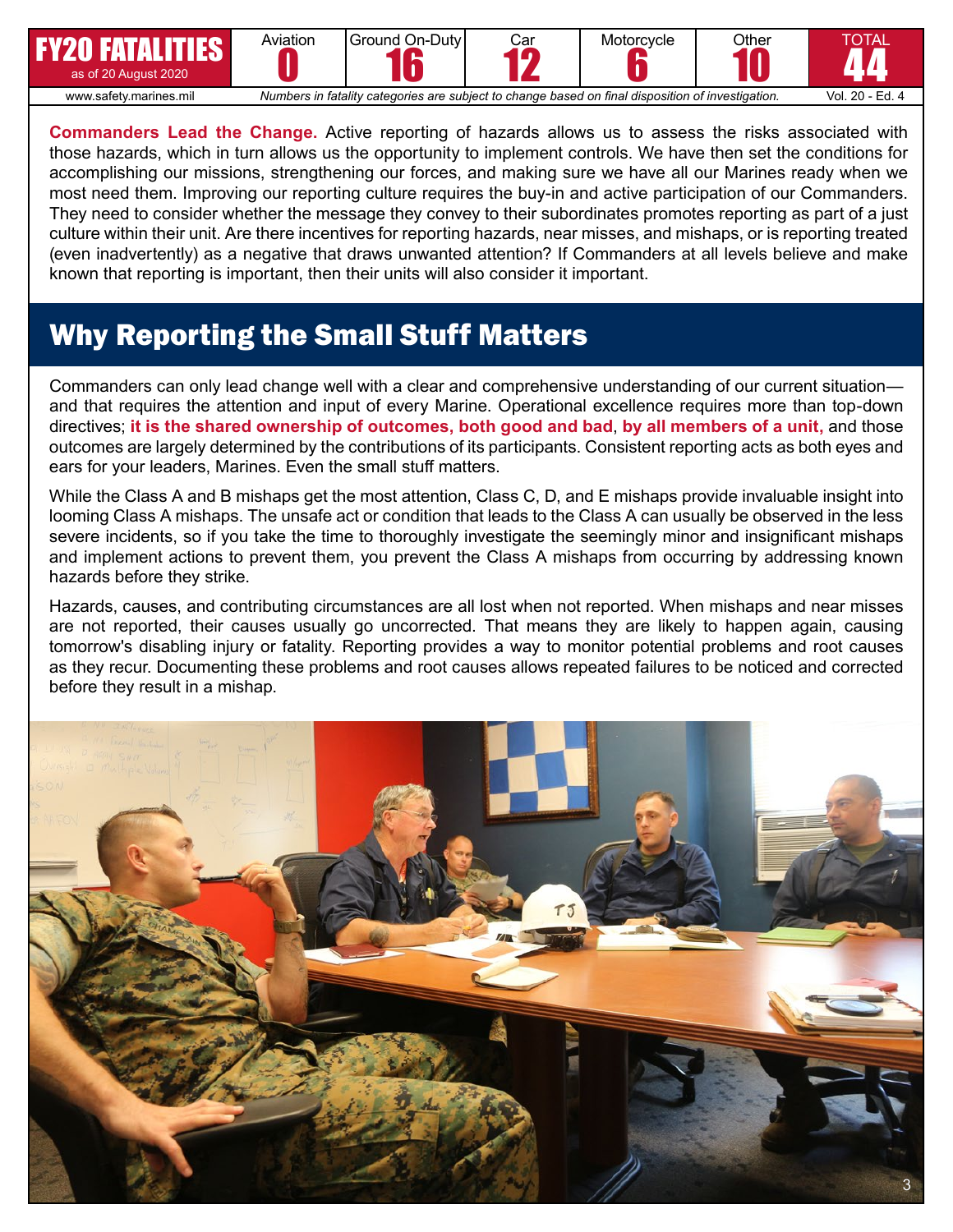| FY20 FATALITIES as of 20 August 2020 | Aviation | Ground On-Duty | Car | Motorcycle | Other | TOTAL |
|---|---|---|---|---|---|---|
| | 0 | 16 | 12 | 6 | 10 | 44 |

www.safety.marines.mil — *Numbers in fatality categories are subject to change based on final disposition of investigation.* — Vol. 20 - Ed. 4

**Commanders Lead the Change.** Active reporting of hazards allows us to assess the risks associated with those hazards, which in turn allows us the opportunity to implement controls. We have then set the conditions for accomplishing our missions, strengthening our forces, and making sure we have all our Marines ready when we most need them. Improving our reporting culture requires the buy-in and active participation of our Commanders. They need to consider whether the message they convey to their subordinates promotes reporting as part of a just culture within their unit. Are there incentives for reporting hazards, near misses, and mishaps, or is reporting treated (even inadvertently) as a negative that draws unwanted attention? If Commanders at all levels believe and make known that reporting is important, then their units will also consider it important.

## Why Reporting the Small Stuff Matters

Commanders can only lead change well with a clear and comprehensive understanding of our current situation—and that requires the attention and input of every Marine. Operational excellence requires more than top-down directives; **it is the shared ownership of outcomes, both good and bad**, **by all members of a unit,** and those outcomes are largely determined by the contributions of its participants. Consistent reporting acts as both eyes and ears for your leaders, Marines. Even the small stuff matters.

While the Class A and B mishaps get the most attention, Class C, D, and E mishaps provide invaluable insight into looming Class A mishaps. The unsafe act or condition that leads to the Class A can usually be observed in the less severe incidents, so if you take the time to thoroughly investigate the seemingly minor and insignificant mishaps and implement actions to prevent them, you prevent the Class A mishaps from occurring by addressing known hazards before they strike.

Hazards, causes, and contributing circumstances are all lost when not reported. When mishaps and near misses are not reported, their causes usually go uncorrected. That means they are likely to happen again, causing tomorrow's disabling injury or fatality. Reporting provides a way to monitor potential problems and root causes as they recur. Documenting these problems and root causes allows repeated failures to be noticed and corrected before they result in a mishap.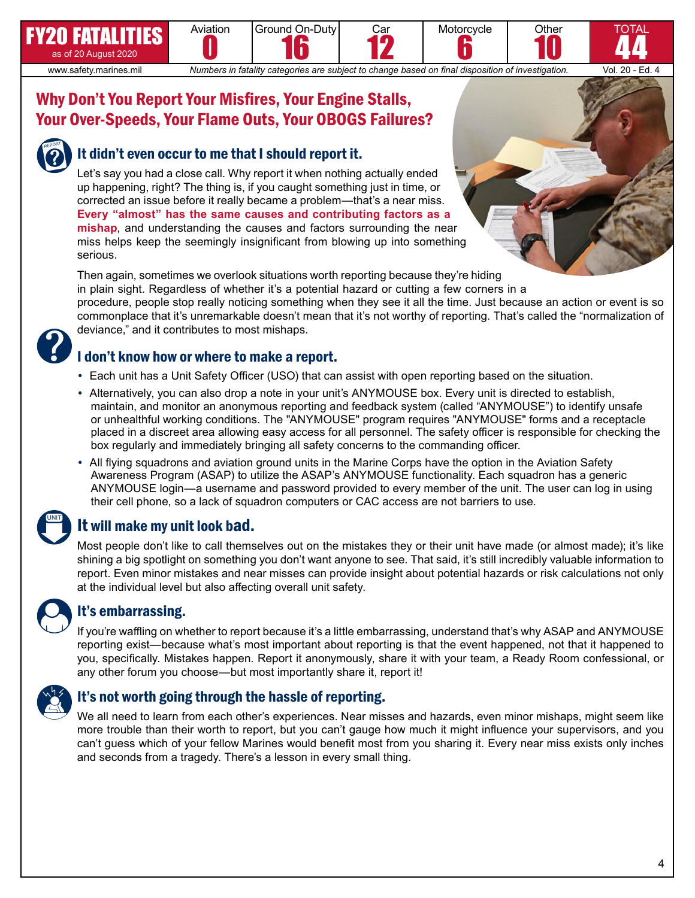| FY20 FATALITIES as of 20 August 2020 | Aviation | Ground On-Duty | Car | Motorcycle | Other | TOTAL |
|---|---|---|---|---|---|---|
| | 0 | 16 | 12 | 6 | 10 | 44 |

www.safety.marines.mil — *Numbers in fatality categories are subject to change based on final disposition of investigation.* — Vol. 20 - Ed. 4

# Why Don't You Report Your Misfires, Your Engine Stalls, Your Over-Speeds, Your Flame Outs, Your OBOGS Failures?

## It didn't even occur to me that I should report it.

Let's say you had a close call. Why report it when nothing actually ended up happening, right? The thing is, if you caught something just in time, or corrected an issue before it really became a problem—that's a near miss. **Every "almost" has the same causes and contributing factors as a mishap**, and understanding the causes and factors surrounding the near miss helps keep the seemingly insignificant from blowing up into something serious.

Then again, sometimes we overlook situations worth reporting because they're hiding in plain sight. Regardless of whether it's a potential hazard or cutting a few corners in a procedure, people stop really noticing something when they see it all the time. Just because an action or event is so commonplace that it's unremarkable doesn't mean that it's not worthy of reporting. That's called the "normalization of deviance," and it contributes to most mishaps.

## I don't know how or where to make a report.

- Each unit has a Unit Safety Officer (USO) that can assist with open reporting based on the situation.
- Alternatively, you can also drop a note in your unit's ANYMOUSE box. Every unit is directed to establish, maintain, and monitor an anonymous reporting and feedback system (called "ANYMOUSE") to identify unsafe or unhealthful working conditions. The "ANYMOUSE" program requires "ANYMOUSE" forms and a receptacle placed in a discreet area allowing easy access for all personnel. The safety officer is responsible for checking the box regularly and immediately bringing all safety concerns to the commanding officer.
- All flying squadrons and aviation ground units in the Marine Corps have the option in the Aviation Safety Awareness Program (ASAP) to utilize the ASAP's ANYMOUSE functionality. Each squadron has a generic ANYMOUSE login—a username and password provided to every member of the unit. The user can log in using their cell phone, so a lack of squadron computers or CAC access are not barriers to use.

## It will make my unit look bad.

Most people don't like to call themselves out on the mistakes they or their unit have made (or almost made); it's like shining a big spotlight on something you don't want anyone to see. That said, it's still incredibly valuable information to report. Even minor mistakes and near misses can provide insight about potential hazards or risk calculations not only at the individual level but also affecting overall unit safety.

## It's embarrassing.

If you're waffling on whether to report because it's a little embarrassing, understand that's why ASAP and ANYMOUSE reporting exist—because what's most important about reporting is that the event happened, not that it happened to you, specifically. Mistakes happen. Report it anonymously, share it with your team, a Ready Room confessional, or any other forum you choose—but most importantly share it, report it!

## It's not worth going through the hassle of reporting.

We all need to learn from each other's experiences. Near misses and hazards, even minor mishaps, might seem like more trouble than their worth to report, but you can't gauge how much it might influence your supervisors, and you can't guess which of your fellow Marines would benefit most from you sharing it. Every near miss exists only inches and seconds from a tragedy. There's a lesson in every small thing.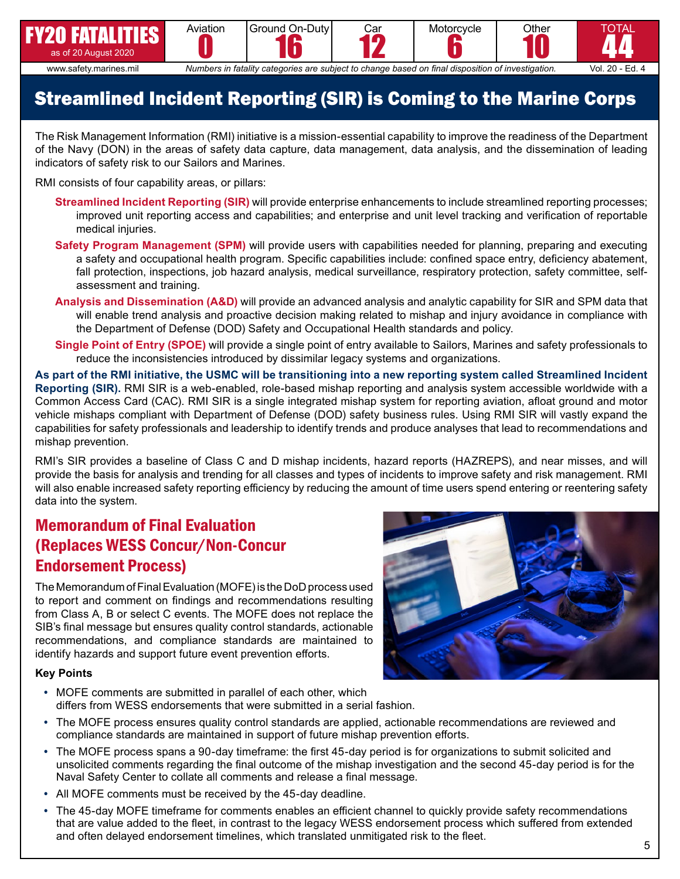| FY20 FATALITIES as of 20 August 2020 | Aviation | Ground On-Duty | Car | Motorcycle | Other | TOTAL |
|---|---|---|---|---|---|---|
| | 0 | 16 | 12 | 6 | 10 | 44 |

www.safety.marines.mil *Numbers in fatality categories are subject to change based on final disposition of investigation.* Vol. 20 - Ed. 4

# Streamlined Incident Reporting (SIR) is Coming to the Marine Corps

The Risk Management Information (RMI) initiative is a mission-essential capability to improve the readiness of the Department of the Navy (DON) in the areas of safety data capture, data management, data analysis, and the dissemination of leading indicators of safety risk to our Sailors and Marines.

RMI consists of four capability areas, or pillars:

**Streamlined Incident Reporting (SIR)** will provide enterprise enhancements to include streamlined reporting processes; improved unit reporting access and capabilities; and enterprise and unit level tracking and verification of reportable medical injuries.

**Safety Program Management (SPM)** will provide users with capabilities needed for planning, preparing and executing a safety and occupational health program. Specific capabilities include: confined space entry, deficiency abatement, fall protection, inspections, job hazard analysis, medical surveillance, respiratory protection, safety committee, self-assessment and training.

**Analysis and Dissemination (A&D)** will provide an advanced analysis and analytic capability for SIR and SPM data that will enable trend analysis and proactive decision making related to mishap and injury avoidance in compliance with the Department of Defense (DOD) Safety and Occupational Health standards and policy.

**Single Point of Entry (SPOE)** will provide a single point of entry available to Sailors, Marines and safety professionals to reduce the inconsistencies introduced by dissimilar legacy systems and organizations.

**As part of the RMI initiative, the USMC will be transitioning into a new reporting system called Streamlined Incident Reporting (SIR).** RMI SIR is a web-enabled, role-based mishap reporting and analysis system accessible worldwide with a Common Access Card (CAC). RMI SIR is a single integrated mishap system for reporting aviation, afloat ground and motor vehicle mishaps compliant with Department of Defense (DOD) safety business rules. Using RMI SIR will vastly expand the capabilities for safety professionals and leadership to identify trends and produce analyses that lead to recommendations and mishap prevention.

RMI's SIR provides a baseline of Class C and D mishap incidents, hazard reports (HAZREPS), and near misses, and will provide the basis for analysis and trending for all classes and types of incidents to improve safety and risk management. RMI will also enable increased safety reporting efficiency by reducing the amount of time users spend entering or reentering safety data into the system.

## Memorandum of Final Evaluation (Replaces WESS Concur/Non-Concur Endorsement Process)

The Memorandum of Final Evaluation (MOFE) is the DoD process used to report and comment on findings and recommendations resulting from Class A, B or select C events. The MOFE does not replace the SIB's final message but ensures quality control standards, actionable recommendations, and compliance standards are maintained to identify hazards and support future event prevention efforts.

**Key Points**

- MOFE comments are submitted in parallel of each other, which differs from WESS endorsements that were submitted in a serial fashion.
- The MOFE process ensures quality control standards are applied, actionable recommendations are reviewed and compliance standards are maintained in support of future mishap prevention efforts.
- The MOFE process spans a 90-day timeframe: the first 45-day period is for organizations to submit solicited and unsolicited comments regarding the final outcome of the mishap investigation and the second 45-day period is for the Naval Safety Center to collate all comments and release a final message.
- All MOFE comments must be received by the 45-day deadline.
- The 45-day MOFE timeframe for comments enables an efficient channel to quickly provide safety recommendations that are value added to the fleet, in contrast to the legacy WESS endorsement process which suffered from extended and often delayed endorsement timelines, which translated unmitigated risk to the fleet.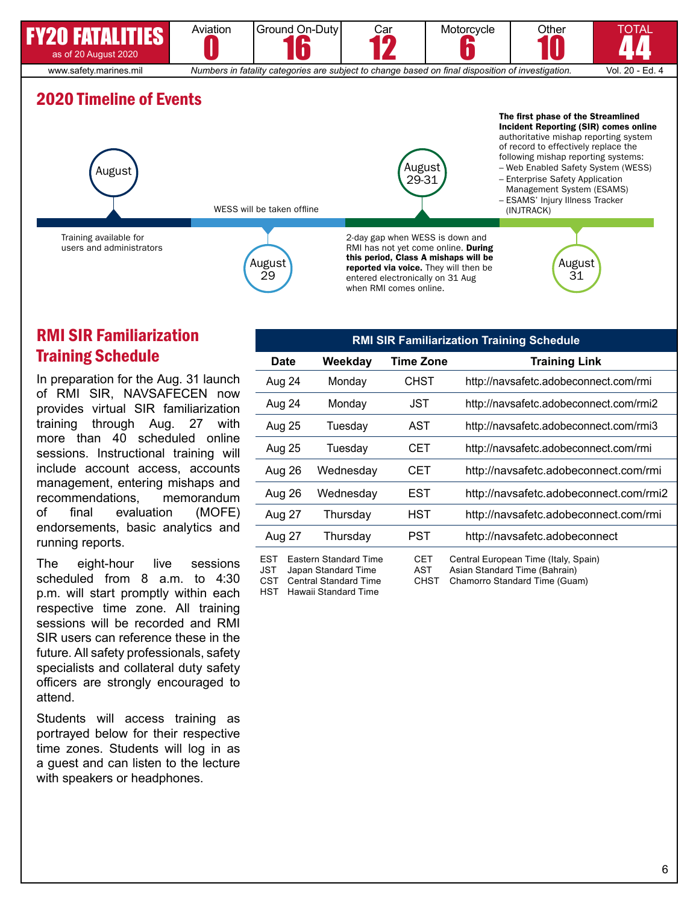| FY20 FATALITIES as of 20 August 2020 | Aviation | Ground On-Duty | Car | Motorcycle | Other | TOTAL |
|---|---|---|---|---|---|---|
| | 0 | 16 | 12 | 6 | 10 | 44 |

www.safety.marines.mil — *Numbers in fatality categories are subject to change based on final disposition of investigation.* — Vol. 20 - Ed. 4

## 2020 Timeline of Events

**August** — Training available for users and administrators

**August 29** — WESS will be taken offline

**August 29-31** — 2-day gap when WESS is down and RMI has not yet come online. **During this period, Class A mishaps will be reported via voice.** They will then be entered electronically on 31 Aug when RMI comes online.

**August 31** — **The first phase of the Streamlined Incident Reporting (SIR) comes online** authoritative mishap reporting system of record to effectively replace the following mishap reporting systems:
- Web Enabled Safety System (WESS)
- Enterprise Safety Application Management System (ESAMS)
- ESAMS' Injury Illness Tracker (INJTRACK)

## RMI SIR Familiarization Training Schedule

In preparation for the Aug. 31 launch of RMI SIR, NAVSAFECEN now provides virtual SIR familiarization training through Aug. 27 with more than 40 scheduled online sessions. Instructional training will include account access, accounts management, entering mishaps and recommendations, memorandum of final evaluation (MOFE) endorsements, basic analytics and running reports.

The eight-hour live sessions scheduled from 8 a.m. to 4:30 p.m. will start promptly within each respective time zone. All training sessions will be recorded and RMI SIR users can reference these in the future. All safety professionals, safety specialists and collateral duty safety officers are strongly encouraged to attend.

Students will access training as portrayed below for their respective time zones. Students will log in as a guest and can listen to the lecture with speakers or headphones.

**RMI SIR Familiarization Training Schedule**

| Date | Weekday | Time Zone | Training Link |
|---|---|---|---|
| Aug 24 | Monday | CHST | http://navsafetc.adobeconnect.com/rmi |
| Aug 24 | Monday | JST | http://navsafetc.adobeconnect.com/rmi2 |
| Aug 25 | Tuesday | AST | http://navsafetc.adobeconnect.com/rmi3 |
| Aug 25 | Tuesday | CET | http://navsafetc.adobeconnect.com/rmi |
| Aug 26 | Wednesday | CET | http://navsafetc.adobeconnect.com/rmi |
| Aug 26 | Wednesday | EST | http://navsafetc.adobeconnect.com/rmi2 |
| Aug 27 | Thursday | HST | http://navsafetc.adobeconnect.com/rmi |
| Aug 27 | Thursday | PST | http://navsafetc.adobeconnect |

EST Eastern Standard Time
JST Japan Standard Time
CST Central Standard Time
HST Hawaii Standard Time
CET Central European Time (Italy, Spain)
AST Asian Standard Time (Bahrain)
CHST Chamorro Standard Time (Guam)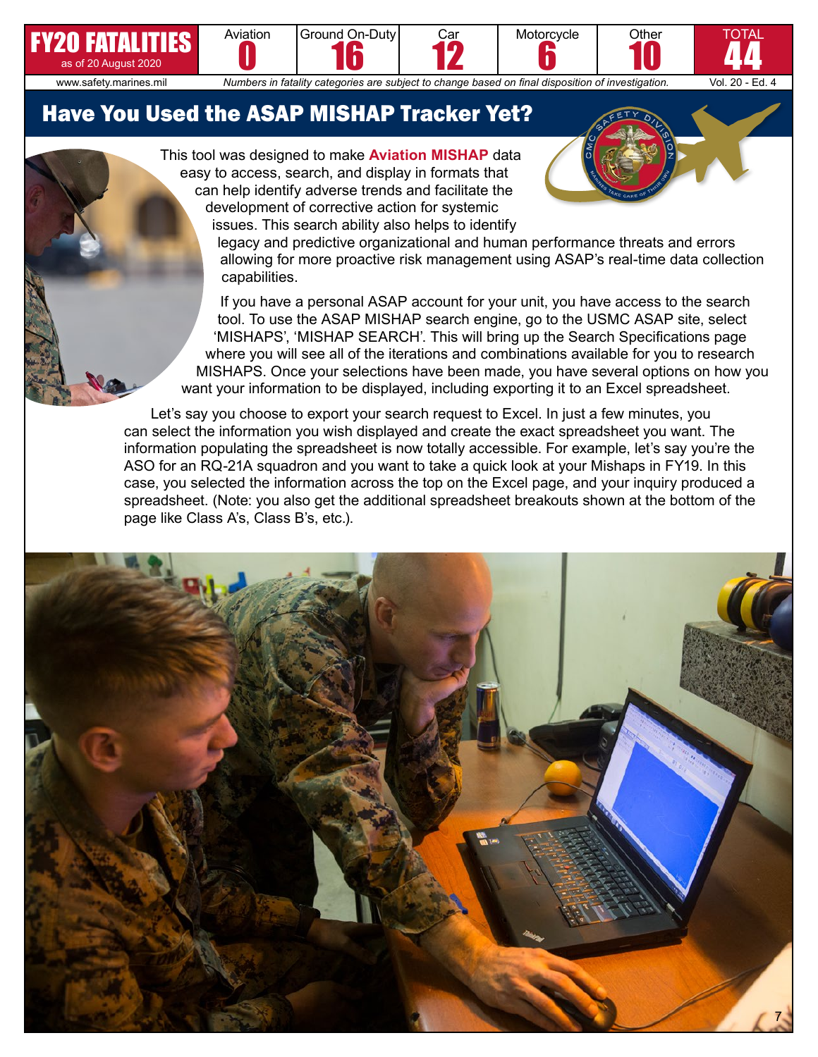| FY20 FATALITIES as of 20 August 2020 | Aviation | Ground On-Duty | Car | Motorcycle | Other | TOTAL |
|---|---|---|---|---|---|---|
| | 0 | 16 | 12 | 6 | 10 | 44 |

www.safety.marines.mil *Numbers in fatality categories are subject to change based on final disposition of investigation.* Vol. 20 - Ed. 4

## Have You Used the ASAP MISHAP Tracker Yet?

This tool was designed to make **Aviation MISHAP** data easy to access, search, and display in formats that can help identify adverse trends and facilitate the development of corrective action for systemic issues. This search ability also helps to identify legacy and predictive organizational and human performance threats and errors allowing for more proactive risk management using ASAP's real-time data collection capabilities.

If you have a personal ASAP account for your unit, you have access to the search tool. To use the ASAP MISHAP search engine, go to the USMC ASAP site, select 'MISHAPS', 'MISHAP SEARCH'. This will bring up the Search Specifications page where you will see all of the iterations and combinations available for you to research MISHAPS. Once your selections have been made, you have several options on how you want your information to be displayed, including exporting it to an Excel spreadsheet.

Let's say you choose to export your search request to Excel. In just a few minutes, you can select the information you wish displayed and create the exact spreadsheet you want. The information populating the spreadsheet is now totally accessible. For example, let's say you're the ASO for an RQ-21A squadron and you want to take a quick look at your Mishaps in FY19. In this case, you selected the information across the top on the Excel page, and your inquiry produced a spreadsheet. (Note: you also get the additional spreadsheet breakouts shown at the bottom of the page like Class A's, Class B's, etc.).